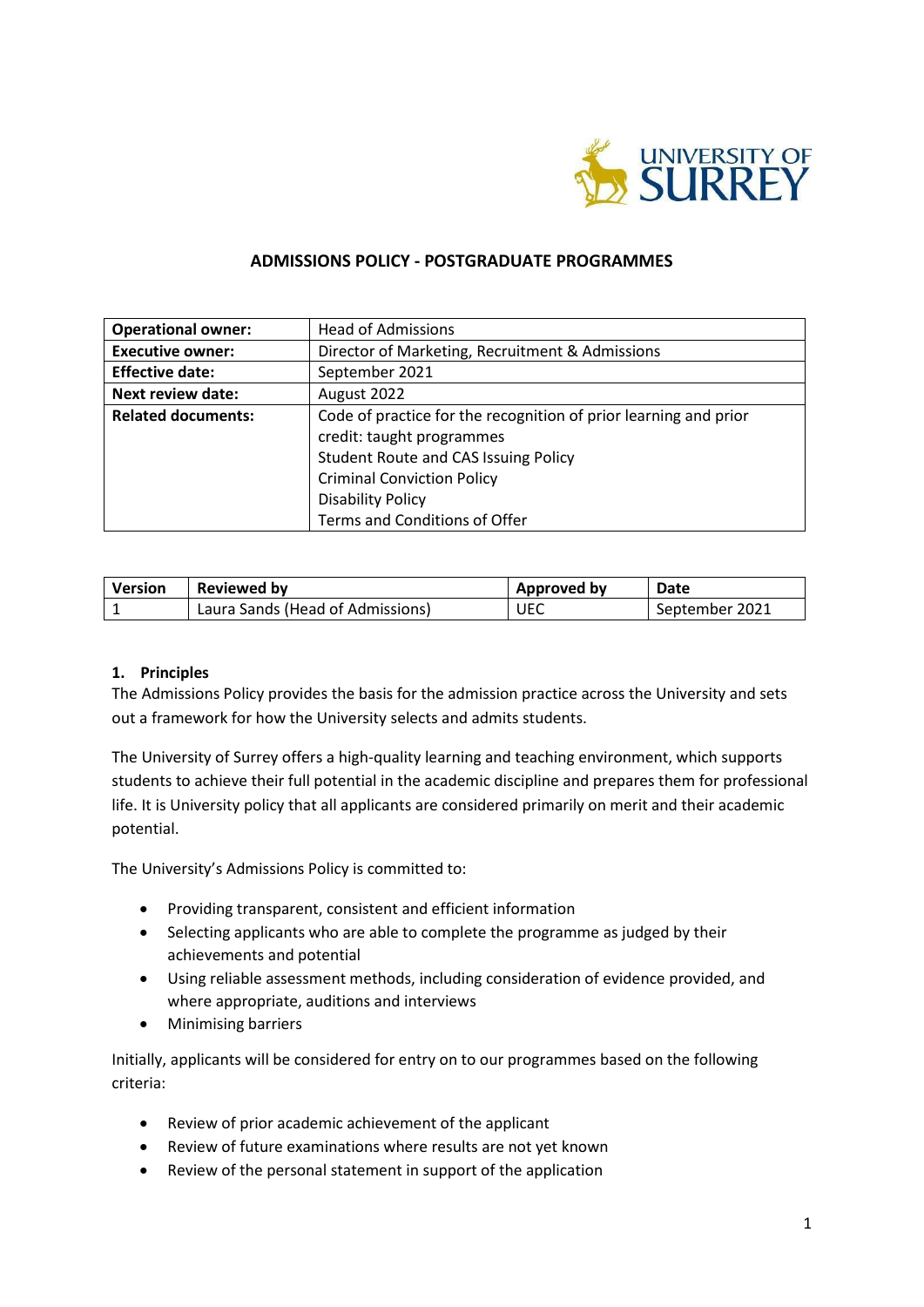# ADMISSIONS POLICY - POSTGRADUATE PROGRAMMES

| **Operational owner:** | Head of Admissions |
|---|---|
| **Executive owner:** | Director of Marketing, Recruitment & Admissions |
| **Effective date:** | September 2021 |
| **Next review date:** | August 2022 |
| **Related documents:** | Code of practice for the recognition of prior learning and prior credit: taught programmes<br>Student Route and CAS Issuing Policy<br>Criminal Conviction Policy<br>Disability Policy<br>Terms and Conditions of Offer |

| **Version** | **Reviewed by** | **Approved by** | **Date** |
|---|---|---|---|
| 1 | Laura Sands (Head of Admissions) | UEC | September 2021 |

## 1. Principles

The Admissions Policy provides the basis for the admission practice across the University and sets out a framework for how the University selects and admits students.

The University of Surrey offers a high-quality learning and teaching environment, which supports students to achieve their full potential in the academic discipline and prepares them for professional life. It is University policy that all applicants are considered primarily on merit and their academic potential.

The University's Admissions Policy is committed to:

- Providing transparent, consistent and efficient information
- Selecting applicants who are able to complete the programme as judged by their achievements and potential
- Using reliable assessment methods, including consideration of evidence provided, and where appropriate, auditions and interviews
- Minimising barriers

Initially, applicants will be considered for entry on to our programmes based on the following criteria:

- Review of prior academic achievement of the applicant
- Review of future examinations where results are not yet known
- Review of the personal statement in support of the application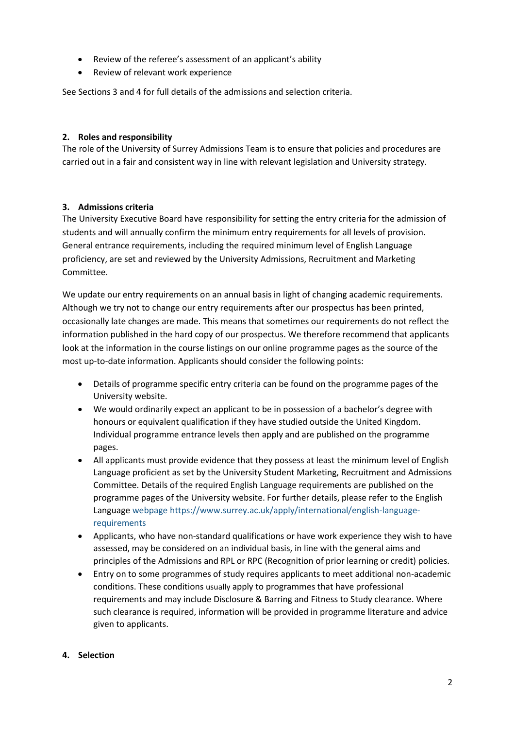- Review of the referee's assessment of an applicant's ability
- Review of relevant work experience

See Sections 3 and 4 for full details of the admissions and selection criteria.

## 2. Roles and responsibility

The role of the University of Surrey Admissions Team is to ensure that policies and procedures are carried out in a fair and consistent way in line with relevant legislation and University strategy.

## 3. Admissions criteria

The University Executive Board have responsibility for setting the entry criteria for the admission of students and will annually confirm the minimum entry requirements for all levels of provision. General entrance requirements, including the required minimum level of English Language proficiency, are set and reviewed by the University Admissions, Recruitment and Marketing Committee.

We update our entry requirements on an annual basis in light of changing academic requirements. Although we try not to change our entry requirements after our prospectus has been printed, occasionally late changes are made. This means that sometimes our requirements do not reflect the information published in the hard copy of our prospectus. We therefore recommend that applicants look at the information in the course listings on our online programme pages as the source of the most up-to-date information. Applicants should consider the following points:

- Details of programme specific entry criteria can be found on the programme pages of the University website.
- We would ordinarily expect an applicant to be in possession of a bachelor's degree with honours or equivalent qualification if they have studied outside the United Kingdom. Individual programme entrance levels then apply and are published on the programme pages.
- All applicants must provide evidence that they possess at least the minimum level of English Language proficient as set by the University Student Marketing, Recruitment and Admissions Committee. Details of the required English Language requirements are published on the programme pages of the University website. For further details, please refer to the English Language webpage https://www.surrey.ac.uk/apply/international/english-language-requirements
- Applicants, who have non-standard qualifications or have work experience they wish to have assessed, may be considered on an individual basis, in line with the general aims and principles of the Admissions and RPL or RPC (Recognition of prior learning or credit) policies.
- Entry on to some programmes of study requires applicants to meet additional non-academic conditions. These conditions usually apply to programmes that have professional requirements and may include Disclosure & Barring and Fitness to Study clearance. Where such clearance is required, information will be provided in programme literature and advice given to applicants.

## 4. Selection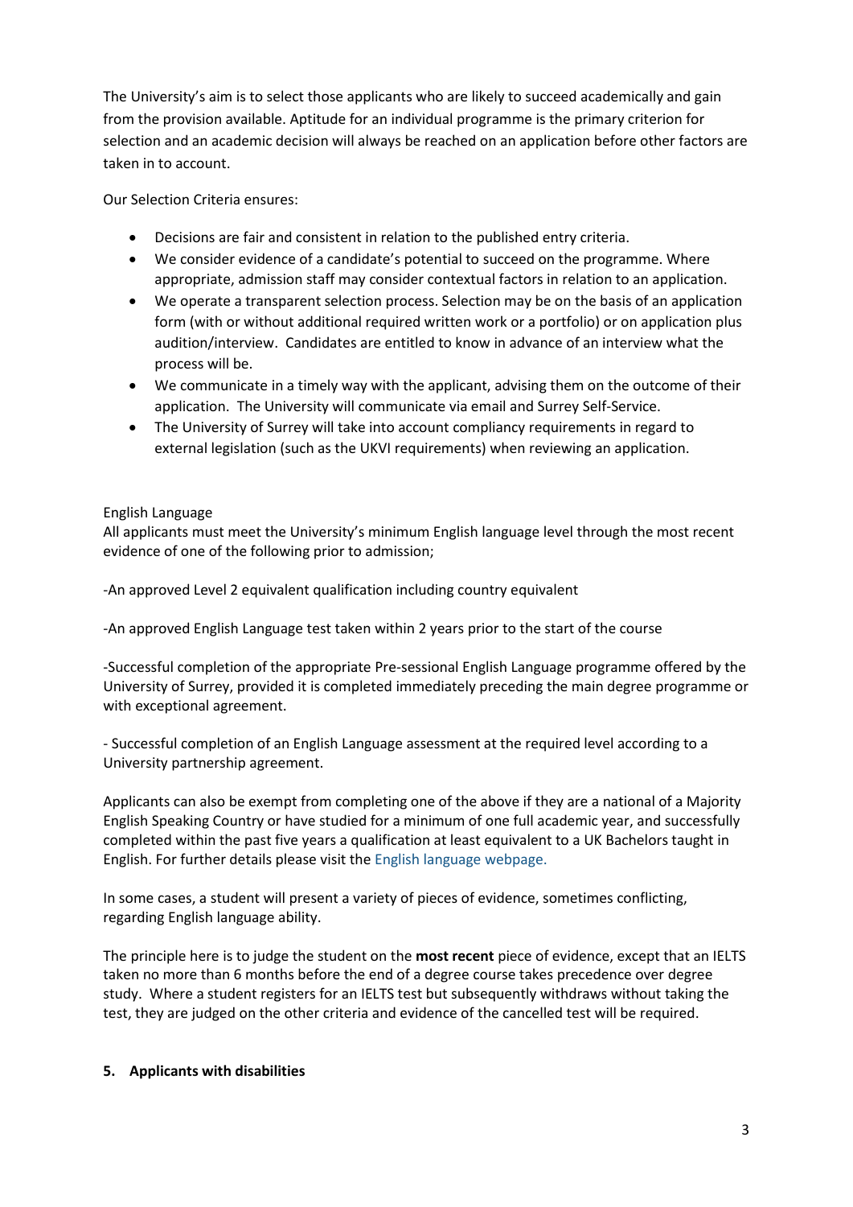The University's aim is to select those applicants who are likely to succeed academically and gain from the provision available. Aptitude for an individual programme is the primary criterion for selection and an academic decision will always be reached on an application before other factors are taken in to account.

Our Selection Criteria ensures:

- Decisions are fair and consistent in relation to the published entry criteria.
- We consider evidence of a candidate's potential to succeed on the programme. Where appropriate, admission staff may consider contextual factors in relation to an application.
- We operate a transparent selection process. Selection may be on the basis of an application form (with or without additional required written work or a portfolio) or on application plus audition/interview. Candidates are entitled to know in advance of an interview what the process will be.
- We communicate in a timely way with the applicant, advising them on the outcome of their application. The University will communicate via email and Surrey Self-Service.
- The University of Surrey will take into account compliancy requirements in regard to external legislation (such as the UKVI requirements) when reviewing an application.

English Language

All applicants must meet the University's minimum English language level through the most recent evidence of one of the following prior to admission;

-An approved Level 2 equivalent qualification including country equivalent

-An approved English Language test taken within 2 years prior to the start of the course

-Successful completion of the appropriate Pre-sessional English Language programme offered by the University of Surrey, provided it is completed immediately preceding the main degree programme or with exceptional agreement.

- Successful completion of an English Language assessment at the required level according to a University partnership agreement.

Applicants can also be exempt from completing one of the above if they are a national of a Majority English Speaking Country or have studied for a minimum of one full academic year, and successfully completed within the past five years a qualification at least equivalent to a UK Bachelors taught in English. For further details please visit the English language webpage.

In some cases, a student will present a variety of pieces of evidence, sometimes conflicting, regarding English language ability.

The principle here is to judge the student on the **most recent** piece of evidence, except that an IELTS taken no more than 6 months before the end of a degree course takes precedence over degree study. Where a student registers for an IELTS test but subsequently withdraws without taking the test, they are judged on the other criteria and evidence of the cancelled test will be required.

## 5. Applicants with disabilities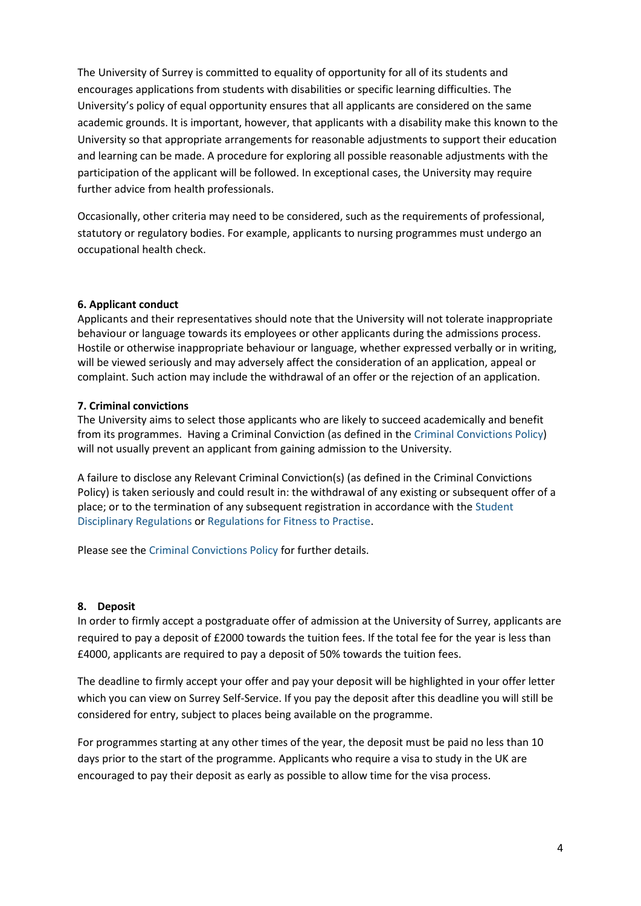The University of Surrey is committed to equality of opportunity for all of its students and encourages applications from students with disabilities or specific learning difficulties. The University's policy of equal opportunity ensures that all applicants are considered on the same academic grounds. It is important, however, that applicants with a disability make this known to the University so that appropriate arrangements for reasonable adjustments to support their education and learning can be made. A procedure for exploring all possible reasonable adjustments with the participation of the applicant will be followed. In exceptional cases, the University may require further advice from health professionals.

Occasionally, other criteria may need to be considered, such as the requirements of professional, statutory or regulatory bodies. For example, applicants to nursing programmes must undergo an occupational health check.

**6. Applicant conduct**

Applicants and their representatives should note that the University will not tolerate inappropriate behaviour or language towards its employees or other applicants during the admissions process. Hostile or otherwise inappropriate behaviour or language, whether expressed verbally or in writing, will be viewed seriously and may adversely affect the consideration of an application, appeal or complaint. Such action may include the withdrawal of an offer or the rejection of an application.

**7. Criminal convictions**

The University aims to select those applicants who are likely to succeed academically and benefit from its programmes. Having a Criminal Conviction (as defined in the Criminal Convictions Policy) will not usually prevent an applicant from gaining admission to the University.

A failure to disclose any Relevant Criminal Conviction(s) (as defined in the Criminal Convictions Policy) is taken seriously and could result in: the withdrawal of any existing or subsequent offer of a place; or to the termination of any subsequent registration in accordance with the Student Disciplinary Regulations or Regulations for Fitness to Practise.

Please see the Criminal Convictions Policy for further details.

**8. Deposit**

In order to firmly accept a postgraduate offer of admission at the University of Surrey, applicants are required to pay a deposit of £2000 towards the tuition fees. If the total fee for the year is less than £4000, applicants are required to pay a deposit of 50% towards the tuition fees.

The deadline to firmly accept your offer and pay your deposit will be highlighted in your offer letter which you can view on Surrey Self-Service. If you pay the deposit after this deadline you will still be considered for entry, subject to places being available on the programme.

For programmes starting at any other times of the year, the deposit must be paid no less than 10 days prior to the start of the programme. Applicants who require a visa to study in the UK are encouraged to pay their deposit as early as possible to allow time for the visa process.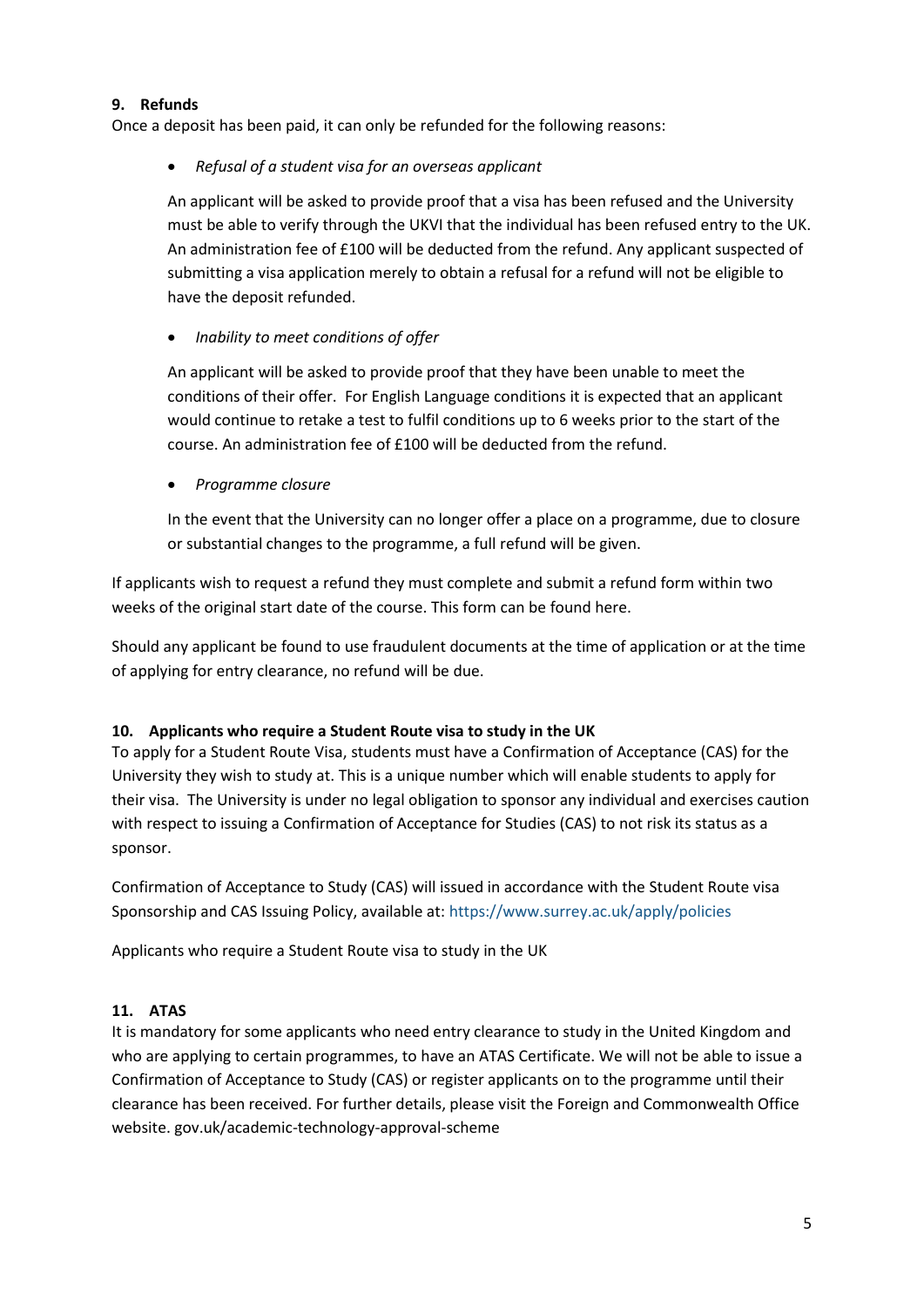## 9. Refunds

Once a deposit has been paid, it can only be refunded for the following reasons:

- *Refusal of a student visa for an overseas applicant*

  An applicant will be asked to provide proof that a visa has been refused and the University must be able to verify through the UKVI that the individual has been refused entry to the UK. An administration fee of £100 will be deducted from the refund. Any applicant suspected of submitting a visa application merely to obtain a refusal for a refund will not be eligible to have the deposit refunded.

- *Inability to meet conditions of offer*

  An applicant will be asked to provide proof that they have been unable to meet the conditions of their offer. For English Language conditions it is expected that an applicant would continue to retake a test to fulfil conditions up to 6 weeks prior to the start of the course. An administration fee of £100 will be deducted from the refund.

- *Programme closure*

  In the event that the University can no longer offer a place on a programme, due to closure or substantial changes to the programme, a full refund will be given.

If applicants wish to request a refund they must complete and submit a refund form within two weeks of the original start date of the course. This form can be found here.

Should any applicant be found to use fraudulent documents at the time of application or at the time of applying for entry clearance, no refund will be due.

## 10. Applicants who require a Student Route visa to study in the UK

To apply for a Student Route Visa, students must have a Confirmation of Acceptance (CAS) for the University they wish to study at. This is a unique number which will enable students to apply for their visa. The University is under no legal obligation to sponsor any individual and exercises caution with respect to issuing a Confirmation of Acceptance for Studies (CAS) to not risk its status as a sponsor.

Confirmation of Acceptance to Study (CAS) will issued in accordance with the Student Route visa Sponsorship and CAS Issuing Policy, available at: https://www.surrey.ac.uk/apply/policies

Applicants who require a Student Route visa to study in the UK

## 11. ATAS

It is mandatory for some applicants who need entry clearance to study in the United Kingdom and who are applying to certain programmes, to have an ATAS Certificate. We will not be able to issue a Confirmation of Acceptance to Study (CAS) or register applicants on to the programme until their clearance has been received. For further details, please visit the Foreign and Commonwealth Office website. gov.uk/academic-technology-approval-scheme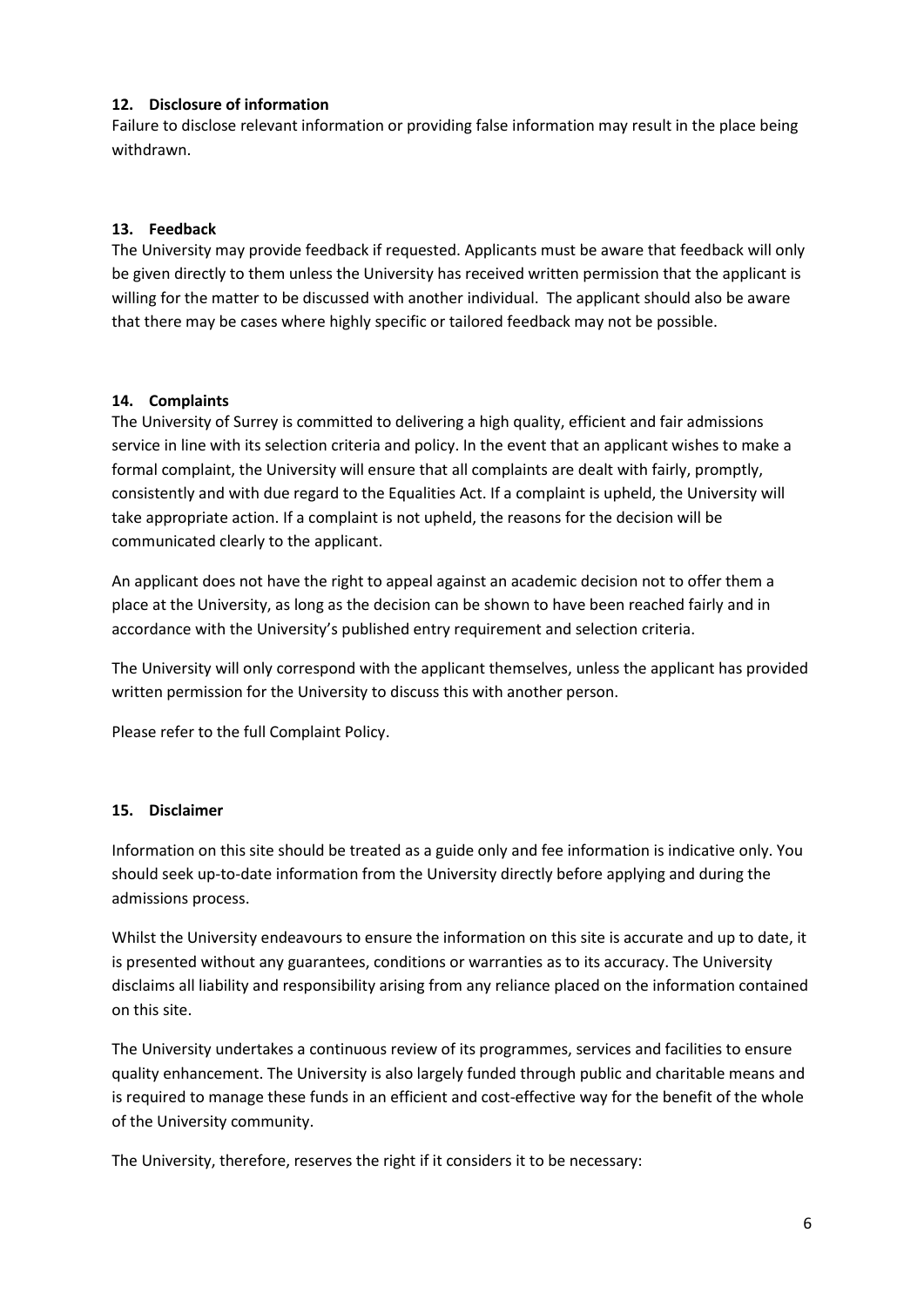### 12. Disclosure of information

Failure to disclose relevant information or providing false information may result in the place being withdrawn.

### 13. Feedback

The University may provide feedback if requested. Applicants must be aware that feedback will only be given directly to them unless the University has received written permission that the applicant is willing for the matter to be discussed with another individual. The applicant should also be aware that there may be cases where highly specific or tailored feedback may not be possible.

### 14. Complaints

The University of Surrey is committed to delivering a high quality, efficient and fair admissions service in line with its selection criteria and policy. In the event that an applicant wishes to make a formal complaint, the University will ensure that all complaints are dealt with fairly, promptly, consistently and with due regard to the Equalities Act. If a complaint is upheld, the University will take appropriate action. If a complaint is not upheld, the reasons for the decision will be communicated clearly to the applicant.

An applicant does not have the right to appeal against an academic decision not to offer them a place at the University, as long as the decision can be shown to have been reached fairly and in accordance with the University's published entry requirement and selection criteria.

The University will only correspond with the applicant themselves, unless the applicant has provided written permission for the University to discuss this with another person.

Please refer to the full Complaint Policy.

### 15. Disclaimer

Information on this site should be treated as a guide only and fee information is indicative only. You should seek up-to-date information from the University directly before applying and during the admissions process.

Whilst the University endeavours to ensure the information on this site is accurate and up to date, it is presented without any guarantees, conditions or warranties as to its accuracy. The University disclaims all liability and responsibility arising from any reliance placed on the information contained on this site.

The University undertakes a continuous review of its programmes, services and facilities to ensure quality enhancement. The University is also largely funded through public and charitable means and is required to manage these funds in an efficient and cost-effective way for the benefit of the whole of the University community.

The University, therefore, reserves the right if it considers it to be necessary: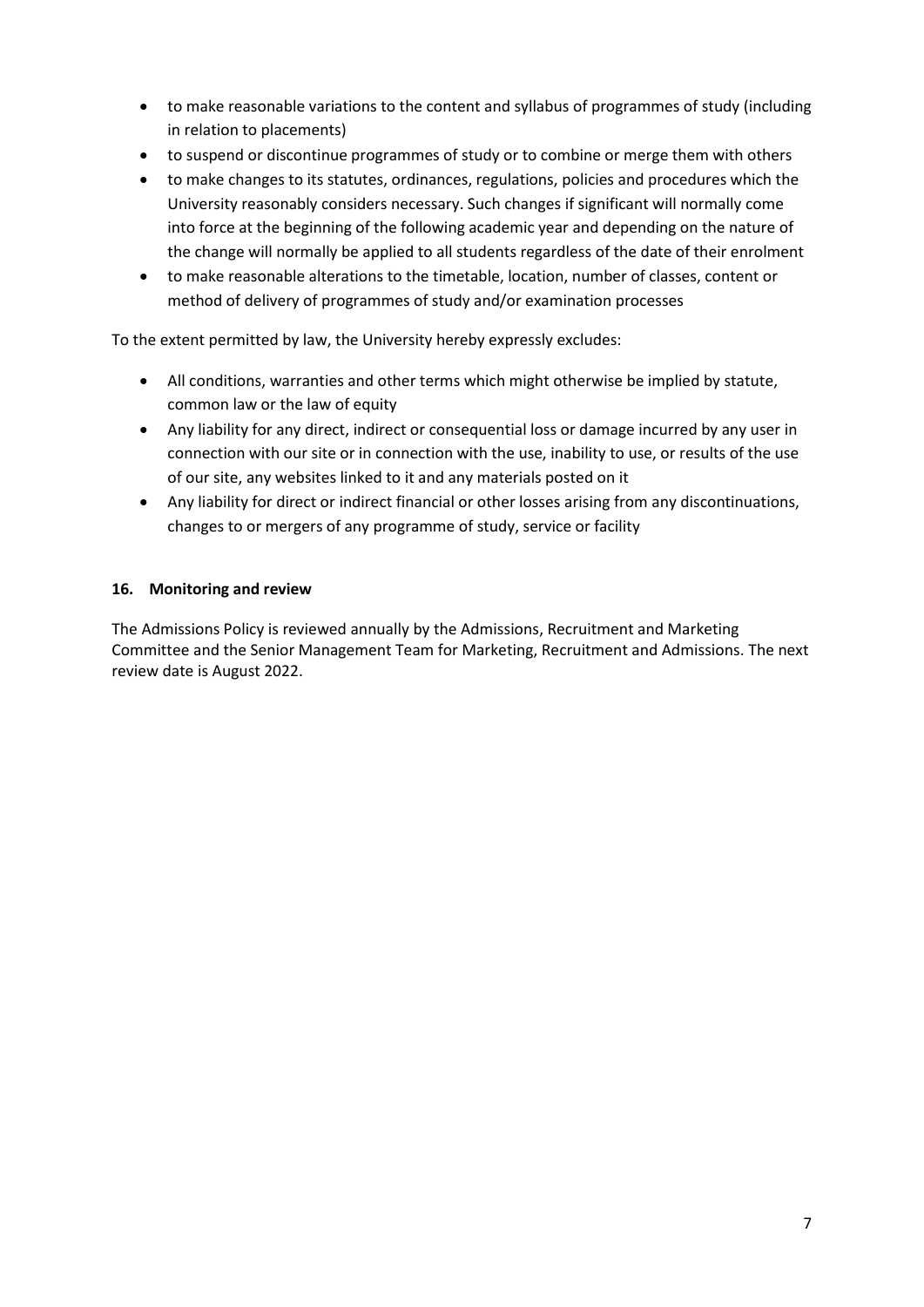- to make reasonable variations to the content and syllabus of programmes of study (including in relation to placements)
- to suspend or discontinue programmes of study or to combine or merge them with others
- to make changes to its statutes, ordinances, regulations, policies and procedures which the University reasonably considers necessary. Such changes if significant will normally come into force at the beginning of the following academic year and depending on the nature of the change will normally be applied to all students regardless of the date of their enrolment
- to make reasonable alterations to the timetable, location, number of classes, content or method of delivery of programmes of study and/or examination processes

To the extent permitted by law, the University hereby expressly excludes:

- All conditions, warranties and other terms which might otherwise be implied by statute, common law or the law of equity
- Any liability for any direct, indirect or consequential loss or damage incurred by any user in connection with our site or in connection with the use, inability to use, or results of the use of our site, any websites linked to it and any materials posted on it
- Any liability for direct or indirect financial or other losses arising from any discontinuations, changes to or mergers of any programme of study, service or facility

### 16. Monitoring and review

The Admissions Policy is reviewed annually by the Admissions, Recruitment and Marketing Committee and the Senior Management Team for Marketing, Recruitment and Admissions. The next review date is August 2022.